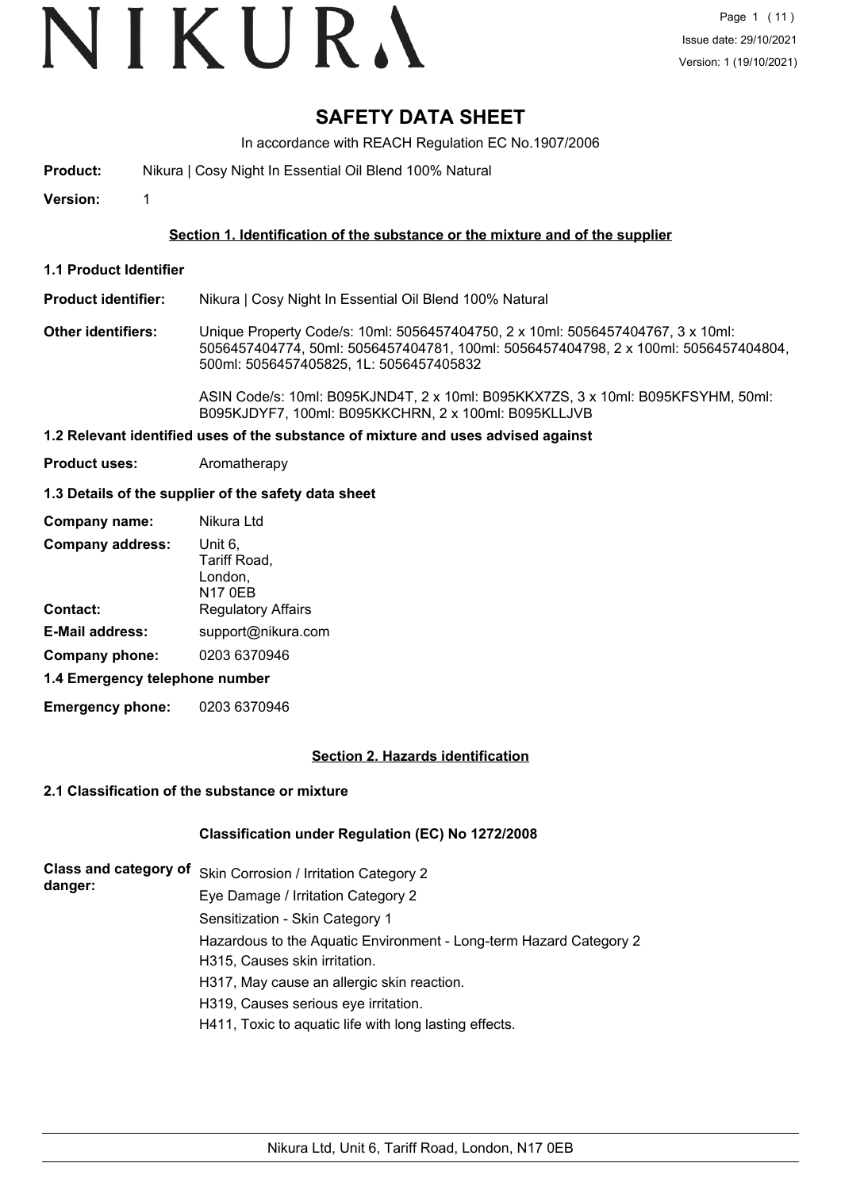# SAFETY DATA SHEET

In accordance with REACH Regulation EC No.1907/2006

**Product:** Nikura | Cosy Night In Essential Oil Blend 100% Natural

**Version:** 1

## Section 1. Identification of the substance or the mixture and of the supplier

### 1.1 Product Identifier

**Product identifier:** Nikura | Cosy Night In Essential Oil Blend 100% Natural

**Other identifiers:** Unique Property Code/s: 10ml: 5056457404750, 2 x 10ml: 5056457404767, 3 x 10ml: 5056457404774, 50ml: 5056457404781, 100ml: 5056457404798, 2 x 100ml: 5056457404804, 500ml: 5056457405825, 1L: 5056457405832

ASIN Code/s: 10ml: B095KJND4T, 2 x 10ml: B095KKX7ZS, 3 x 10ml: B095KFSYHM, 50ml: B095KJDYF7, 100ml: B095KKCHRN, 2 x 100ml: B095KLLJVB

### 1.2 Relevant identified uses of the substance of mixture and uses advised against

**Product uses:** Aromatherapy

### 1.3 Details of the supplier of the safety data sheet

**Company name:** Nikura Ltd

**Company address:** Unit 6,
Tariff Road,
London,
N17 0EB

**Contact:** Regulatory Affairs

**E-Mail address:** support@nikura.com

**Company phone:** 0203 6370946

### 1.4 Emergency telephone number

**Emergency phone:** 0203 6370946

## Section 2. Hazards identification

### 2.1 Classification of the substance or mixture

**Classification under Regulation (EC) No 1272/2008**

**Class and category of danger:**

Skin Corrosion / Irritation Category 2

Eye Damage / Irritation Category 2

Sensitization - Skin Category 1

Hazardous to the Aquatic Environment - Long-term Hazard Category 2

H315, Causes skin irritation.

H317, May cause an allergic skin reaction.

H319, Causes serious eye irritation.

H411, Toxic to aquatic life with long lasting effects.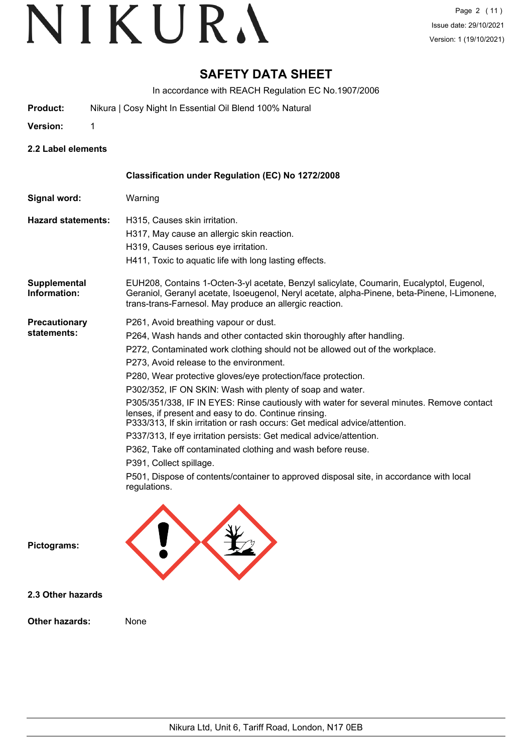# SAFETY DATA SHEET

In accordance with REACH Regulation EC No.1907/2006

**Product:** Nikura | Cosy Night In Essential Oil Blend 100% Natural

**Version:** 1

## 2.2 Label elements

**Classification under Regulation (EC) No 1272/2008**

**Signal word:** Warning

**Hazard statements:**
H315, Causes skin irritation.
H317, May cause an allergic skin reaction.
H319, Causes serious eye irritation.
H411, Toxic to aquatic life with long lasting effects.

**Supplemental Information:** EUH208, Contains 1-Octen-3-yl acetate, Benzyl salicylate, Coumarin, Eucalyptol, Eugenol, Geraniol, Geranyl acetate, Isoeugenol, Neryl acetate, alpha-Pinene, beta-Pinene, l-Limonene, trans-trans-Farnesol. May produce an allergic reaction.

**Precautionary statements:**
P261, Avoid breathing vapour or dust.
P264, Wash hands and other contacted skin thoroughly after handling.
P272, Contaminated work clothing should not be allowed out of the workplace.
P273, Avoid release to the environment.
P280, Wear protective gloves/eye protection/face protection.
P302/352, IF ON SKIN: Wash with plenty of soap and water.
P305/351/338, IF IN EYES: Rinse cautiously with water for several minutes. Remove contact lenses, if present and easy to do. Continue rinsing.
P333/313, If skin irritation or rash occurs: Get medical advice/attention.
P337/313, If eye irritation persists: Get medical advice/attention.
P362, Take off contaminated clothing and wash before reuse.
P391, Collect spillage.
P501, Dispose of contents/container to approved disposal site, in accordance with local regulations.

**Pictograms:**

## 2.3 Other hazards

**Other hazards:** None

Nikura Ltd, Unit 6, Tariff Road, London, N17 0EB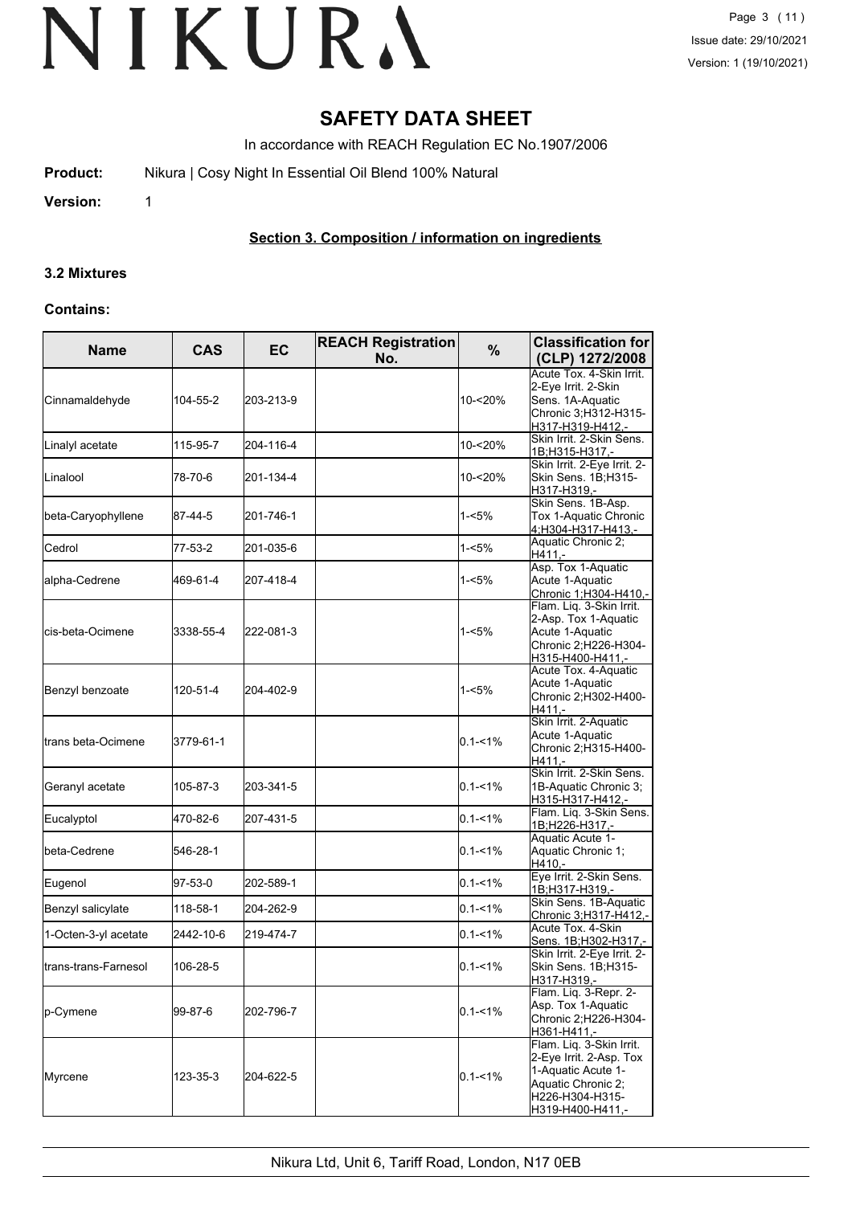# SAFETY DATA SHEET

In accordance with REACH Regulation EC No.1907/2006

**Product:** Nikura | Cosy Night In Essential Oil Blend 100% Natural

**Version:** 1

## Section 3. Composition / information on ingredients

### 3.2 Mixtures

### Contains:

| Name | CAS | EC | REACH Registration No. | % | Classification for (CLP) 1272/2008 |
|---|---|---|---|---|---|
| Cinnamaldehyde | 104-55-2 | 203-213-9 | | 10-<20% | Acute Tox. 4-Skin Irrit. 2-Eye Irrit. 2-Skin Sens. 1A-Aquatic Chronic 3;H312-H315-H317-H319-H412,- |
| Linalyl acetate | 115-95-7 | 204-116-4 | | 10-<20% | Skin Irrit. 2-Skin Sens. 1B;H315-H317,- |
| Linalool | 78-70-6 | 201-134-4 | | 10-<20% | Skin Irrit. 2-Eye Irrit. 2-Skin Sens. 1B;H315-H317-H319,- |
| beta-Caryophyllene | 87-44-5 | 201-746-1 | | 1-<5% | Skin Sens. 1B-Asp. Tox 1-Aquatic Chronic 4;H304-H317-H413,- |
| Cedrol | 77-53-2 | 201-035-6 | | 1-<5% | Aquatic Chronic 2; H411,- |
| alpha-Cedrene | 469-61-4 | 207-418-4 | | 1-<5% | Asp. Tox 1-Aquatic Acute 1-Aquatic Chronic 1;H304-H410,- |
| cis-beta-Ocimene | 3338-55-4 | 222-081-3 | | 1-<5% | Flam. Liq. 3-Skin Irrit. 2-Asp. Tox 1-Aquatic Acute 1-Aquatic Chronic 2;H226-H304-H315-H400-H411,- |
| Benzyl benzoate | 120-51-4 | 204-402-9 | | 1-<5% | Acute Tox. 4-Aquatic Acute 1-Aquatic Chronic 2;H302-H400-H411,- |
| trans beta-Ocimene | 3779-61-1 | | | 0.1-<1% | Skin Irrit. 2-Aquatic Acute 1-Aquatic Chronic 2;H315-H400-H411,- |
| Geranyl acetate | 105-87-3 | 203-341-5 | | 0.1-<1% | Skin Irrit. 2-Skin Sens. 1B-Aquatic Chronic 3; H315-H317-H412,- |
| Eucalyptol | 470-82-6 | 207-431-5 | | 0.1-<1% | Flam. Liq. 3-Skin Sens. 1B;H226-H317,- |
| beta-Cedrene | 546-28-1 | | | 0.1-<1% | Aquatic Acute 1-Aquatic Chronic 1; H410,- |
| Eugenol | 97-53-0 | 202-589-1 | | 0.1-<1% | Eye Irrit. 2-Skin Sens. 1B;H317-H319,- |
| Benzyl salicylate | 118-58-1 | 204-262-9 | | 0.1-<1% | Skin Sens. 1B-Aquatic Chronic 3;H317-H412,- |
| 1-Octen-3-yl acetate | 2442-10-6 | 219-474-7 | | 0.1-<1% | Acute Tox. 4-Skin Sens. 1B;H302-H317,- |
| trans-trans-Farnesol | 106-28-5 | | | 0.1-<1% | Skin Irrit. 2-Eye Irrit. 2-Skin Sens. 1B;H315-H317-H319,- |
| p-Cymene | 99-87-6 | 202-796-7 | | 0.1-<1% | Flam. Liq. 3-Repr. 2-Asp. Tox 1-Aquatic Chronic 2;H226-H304-H361-H411,- |
| Myrcene | 123-35-3 | 204-622-5 | | 0.1-<1% | Flam. Liq. 3-Skin Irrit. 2-Eye Irrit. 2-Asp. Tox 1-Aquatic Acute 1-Aquatic Chronic 2; H226-H304-H315-H319-H400-H411,- |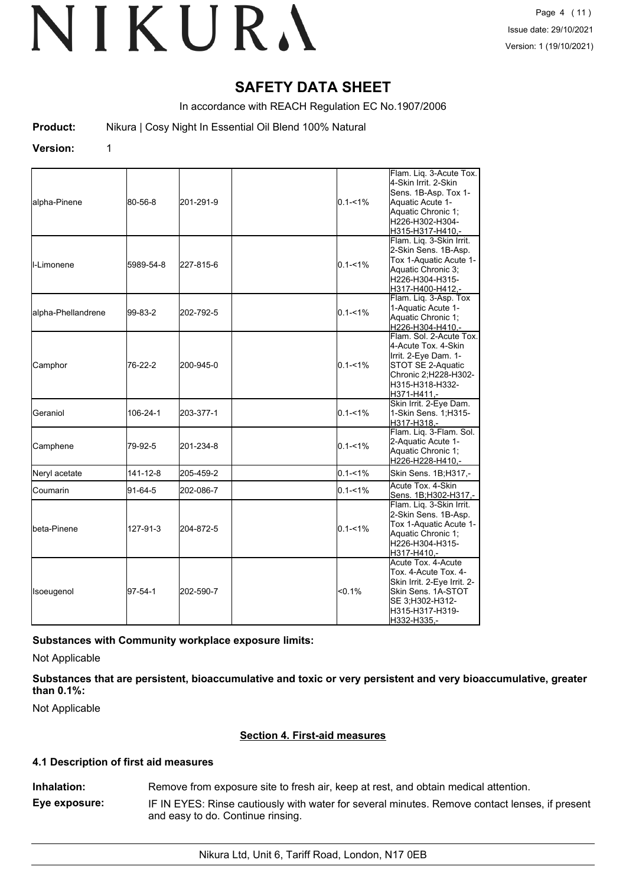# SAFETY DATA SHEET

In accordance with REACH Regulation EC No.1907/2006

**Product:** Nikura | Cosy Night In Essential Oil Blend 100% Natural

**Version:** 1

| | | | | | |
|---|---|---|---|---|---|
| alpha-Pinene | 80-56-8 | 201-291-9 | | 0.1-<1% | Flam. Liq. 3-Acute Tox. 4-Skin Irrit. 2-Skin Sens. 1B-Asp. Tox 1-Aquatic Acute 1-Aquatic Chronic 1;H226-H302-H304-H315-H317-H410,- |
| l-Limonene | 5989-54-8 | 227-815-6 | | 0.1-<1% | Flam. Liq. 3-Skin Irrit. 2-Skin Sens. 1B-Asp. Tox 1-Aquatic Acute 1-Aquatic Chronic 3;H226-H304-H315-H317-H400-H412,- |
| alpha-Phellandrene | 99-83-2 | 202-792-5 | | 0.1-<1% | Flam. Liq. 3-Asp. Tox 1-Aquatic Acute 1-Aquatic Chronic 1;H226-H304-H410,- |
| Camphor | 76-22-2 | 200-945-0 | | 0.1-<1% | Flam. Sol. 2-Acute Tox. 4-Acute Tox. 4-Skin Irrit. 2-Eye Dam. 1-STOT SE 2-Aquatic Chronic 2;H228-H302-H315-H318-H332-H371-H411,- |
| Geraniol | 106-24-1 | 203-377-1 | | 0.1-<1% | Skin Irrit. 2-Eye Dam. 1-Skin Sens. 1;H315-H317-H318,- |
| Camphene | 79-92-5 | 201-234-8 | | 0.1-<1% | Flam. Liq. 3-Flam. Sol. 2-Aquatic Acute 1-Aquatic Chronic 1;H226-H228-H410,- |
| Neryl acetate | 141-12-8 | 205-459-2 | | 0.1-<1% | Skin Sens. 1B;H317,- |
| Coumarin | 91-64-5 | 202-086-7 | | 0.1-<1% | Acute Tox. 4-Skin Sens. 1B;H302-H317,- |
| beta-Pinene | 127-91-3 | 204-872-5 | | 0.1-<1% | Flam. Liq. 3-Skin Irrit. 2-Skin Sens. 1B-Asp. Tox 1-Aquatic Acute 1-Aquatic Chronic 1;H226-H304-H315-H317-H410,- |
| Isoeugenol | 97-54-1 | 202-590-7 | | <0.1% | Acute Tox. 4-Acute Tox. 4-Acute Tox. 4-Skin Irrit. 2-Eye Irrit. 2-Skin Sens. 1A-STOT SE 3;H302-H312-H315-H317-H319-H332-H335,- |

**Substances with Community workplace exposure limits:**

Not Applicable

**Substances that are persistent, bioaccumulative and toxic or very persistent and very bioaccumulative, greater than 0.1%:**

Not Applicable

## Section 4. First-aid measures

### 4.1 Description of first aid measures

**Inhalation:** Remove from exposure site to fresh air, keep at rest, and obtain medical attention.

**Eye exposure:** IF IN EYES: Rinse cautiously with water for several minutes. Remove contact lenses, if present and easy to do. Continue rinsing.

Nikura Ltd, Unit 6, Tariff Road, London, N17 0EB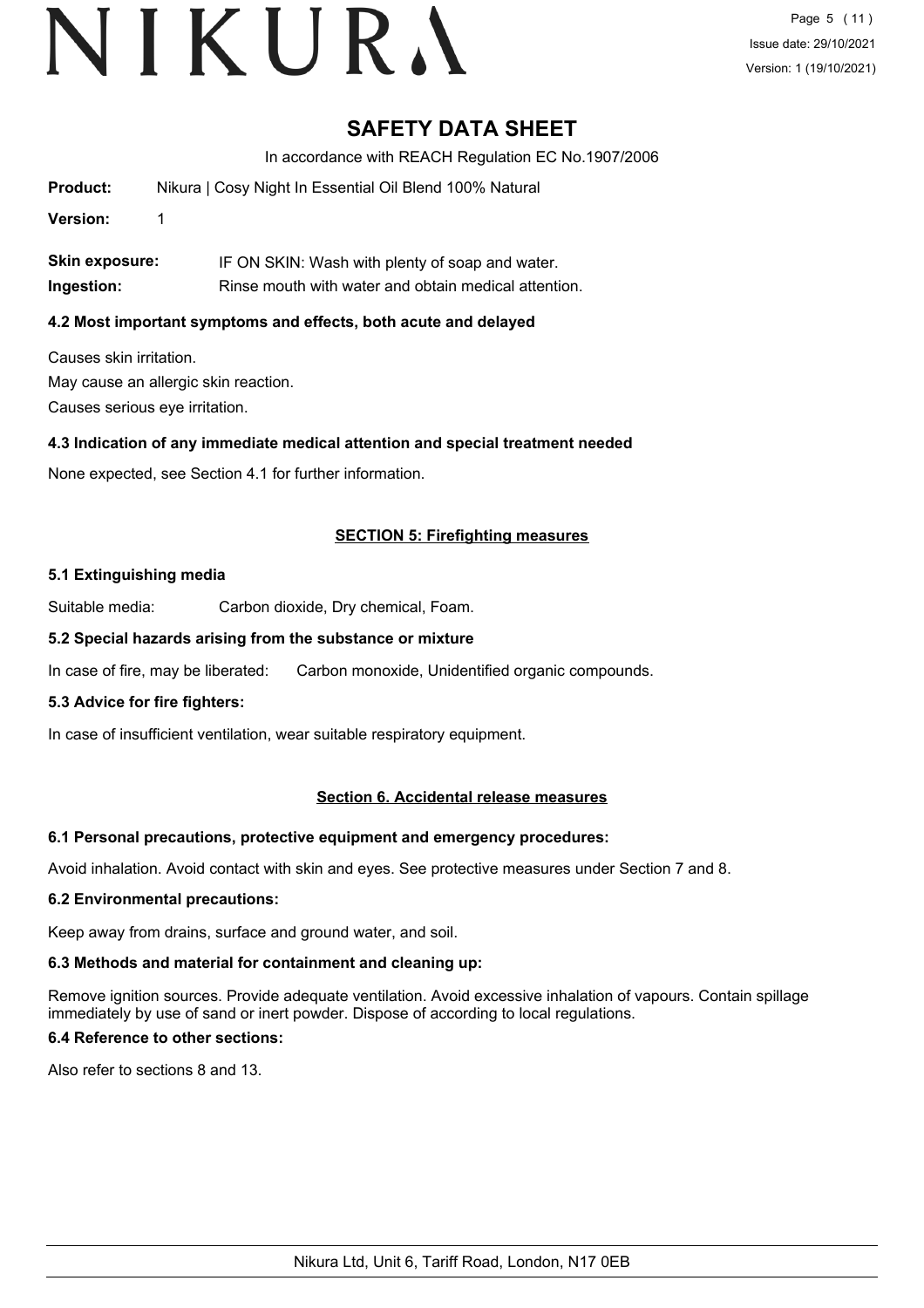# SAFETY DATA SHEET

In accordance with REACH Regulation EC No.1907/2006

**Product:** Nikura | Cosy Night In Essential Oil Blend 100% Natural

**Version:** 1

**Skin exposure:** IF ON SKIN: Wash with plenty of soap and water.

**Ingestion:** Rinse mouth with water and obtain medical attention.

### 4.2 Most important symptoms and effects, both acute and delayed

Causes skin irritation.

May cause an allergic skin reaction.

Causes serious eye irritation.

### 4.3 Indication of any immediate medical attention and special treatment needed

None expected, see Section 4.1 for further information.

## SECTION 5: Firefighting measures

### 5.1 Extinguishing media

Suitable media: Carbon dioxide, Dry chemical, Foam.

### 5.2 Special hazards arising from the substance or mixture

In case of fire, may be liberated: Carbon monoxide, Unidentified organic compounds.

### 5.3 Advice for fire fighters:

In case of insufficient ventilation, wear suitable respiratory equipment.

## Section 6. Accidental release measures

### 6.1 Personal precautions, protective equipment and emergency procedures:

Avoid inhalation. Avoid contact with skin and eyes. See protective measures under Section 7 and 8.

### 6.2 Environmental precautions:

Keep away from drains, surface and ground water, and soil.

### 6.3 Methods and material for containment and cleaning up:

Remove ignition sources. Provide adequate ventilation. Avoid excessive inhalation of vapours. Contain spillage immediately by use of sand or inert powder. Dispose of according to local regulations.

### 6.4 Reference to other sections:

Also refer to sections 8 and 13.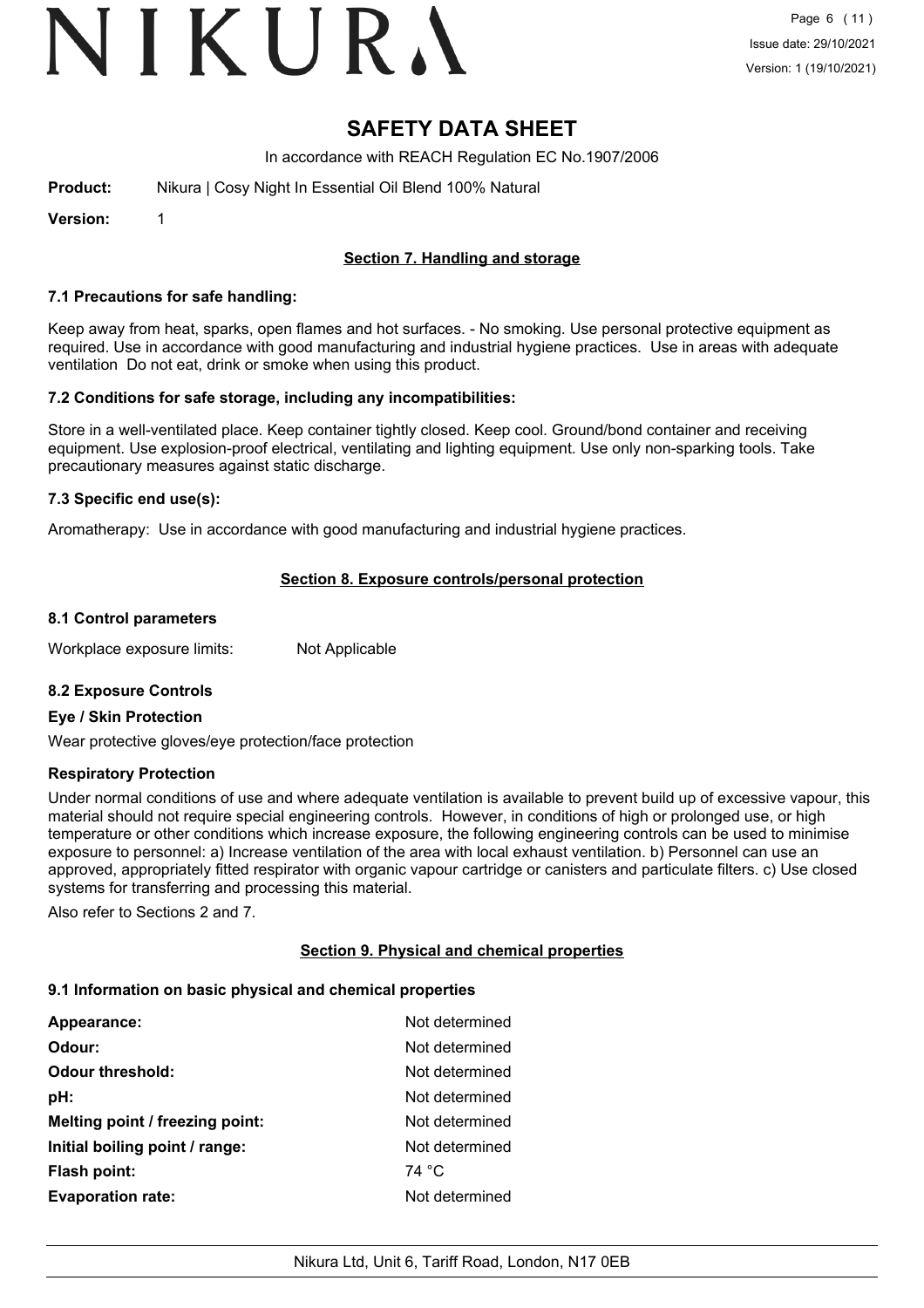# SAFETY DATA SHEET

In accordance with REACH Regulation EC No.1907/2006

**Product:** Nikura | Cosy Night In Essential Oil Blend 100% Natural

**Version:** 1

## Section 7. Handling and storage

### 7.1 Precautions for safe handling:

Keep away from heat, sparks, open flames and hot surfaces. - No smoking. Use personal protective equipment as required. Use in accordance with good manufacturing and industrial hygiene practices. Use in areas with adequate ventilation Do not eat, drink or smoke when using this product.

### 7.2 Conditions for safe storage, including any incompatibilities:

Store in a well-ventilated place. Keep container tightly closed. Keep cool. Ground/bond container and receiving equipment. Use explosion-proof electrical, ventilating and lighting equipment. Use only non-sparking tools. Take precautionary measures against static discharge.

### 7.3 Specific end use(s):

Aromatherapy: Use in accordance with good manufacturing and industrial hygiene practices.

## Section 8. Exposure controls/personal protection

### 8.1 Control parameters

Workplace exposure limits: Not Applicable

### 8.2 Exposure Controls

**Eye / Skin Protection**

Wear protective gloves/eye protection/face protection

**Respiratory Protection**

Under normal conditions of use and where adequate ventilation is available to prevent build up of excessive vapour, this material should not require special engineering controls. However, in conditions of high or prolonged use, or high temperature or other conditions which increase exposure, the following engineering controls can be used to minimise exposure to personnel: a) Increase ventilation of the area with local exhaust ventilation. b) Personnel can use an approved, appropriately fitted respirator with organic vapour cartridge or canisters and particulate filters. c) Use closed systems for transferring and processing this material.

Also refer to Sections 2 and 7.

## Section 9. Physical and chemical properties

### 9.1 Information on basic physical and chemical properties

| | |
|---|---|
| **Appearance:** | Not determined |
| **Odour:** | Not determined |
| **Odour threshold:** | Not determined |
| **pH:** | Not determined |
| **Melting point / freezing point:** | Not determined |
| **Initial boiling point / range:** | Not determined |
| **Flash point:** | 74 °C |
| **Evaporation rate:** | Not determined |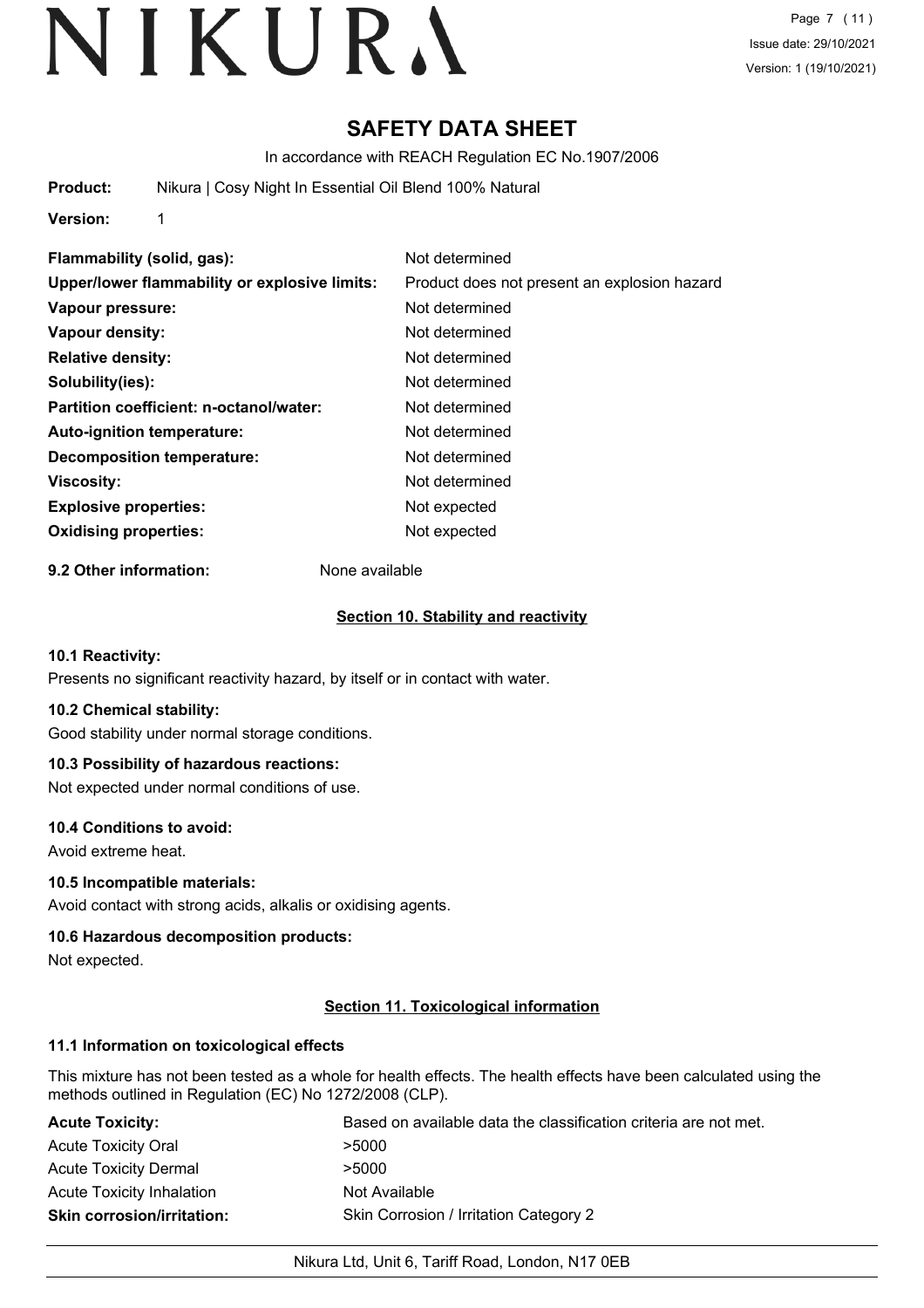# SAFETY DATA SHEET

In accordance with REACH Regulation EC No.1907/2006

**Product:** Nikura | Cosy Night In Essential Oil Blend 100% Natural

**Version:** 1

| | |
|---|---|
| **Flammability (solid, gas):** | Not determined |
| **Upper/lower flammability or explosive limits:** | Product does not present an explosion hazard |
| **Vapour pressure:** | Not determined |
| **Vapour density:** | Not determined |
| **Relative density:** | Not determined |
| **Solubility(ies):** | Not determined |
| **Partition coefficient: n-octanol/water:** | Not determined |
| **Auto-ignition temperature:** | Not determined |
| **Decomposition temperature:** | Not determined |
| **Viscosity:** | Not determined |
| **Explosive properties:** | Not expected |
| **Oxidising properties:** | Not expected |

**9.2 Other information:** None available

## Section 10. Stability and reactivity

### 10.1 Reactivity:

Presents no significant reactivity hazard, by itself or in contact with water.

### 10.2 Chemical stability:

Good stability under normal storage conditions.

### 10.3 Possibility of hazardous reactions:

Not expected under normal conditions of use.

### 10.4 Conditions to avoid:

Avoid extreme heat.

### 10.5 Incompatible materials:

Avoid contact with strong acids, alkalis or oxidising agents.

### 10.6 Hazardous decomposition products:

Not expected.

## Section 11. Toxicological information

### 11.1 Information on toxicological effects

This mixture has not been tested as a whole for health effects. The health effects have been calculated using the methods outlined in Regulation (EC) No 1272/2008 (CLP).

| | |
|---|---|
| **Acute Toxicity:** | Based on available data the classification criteria are not met. |
| Acute Toxicity Oral | >5000 |
| Acute Toxicity Dermal | >5000 |
| Acute Toxicity Inhalation | Not Available |
| **Skin corrosion/irritation:** | Skin Corrosion / Irritation Category 2 |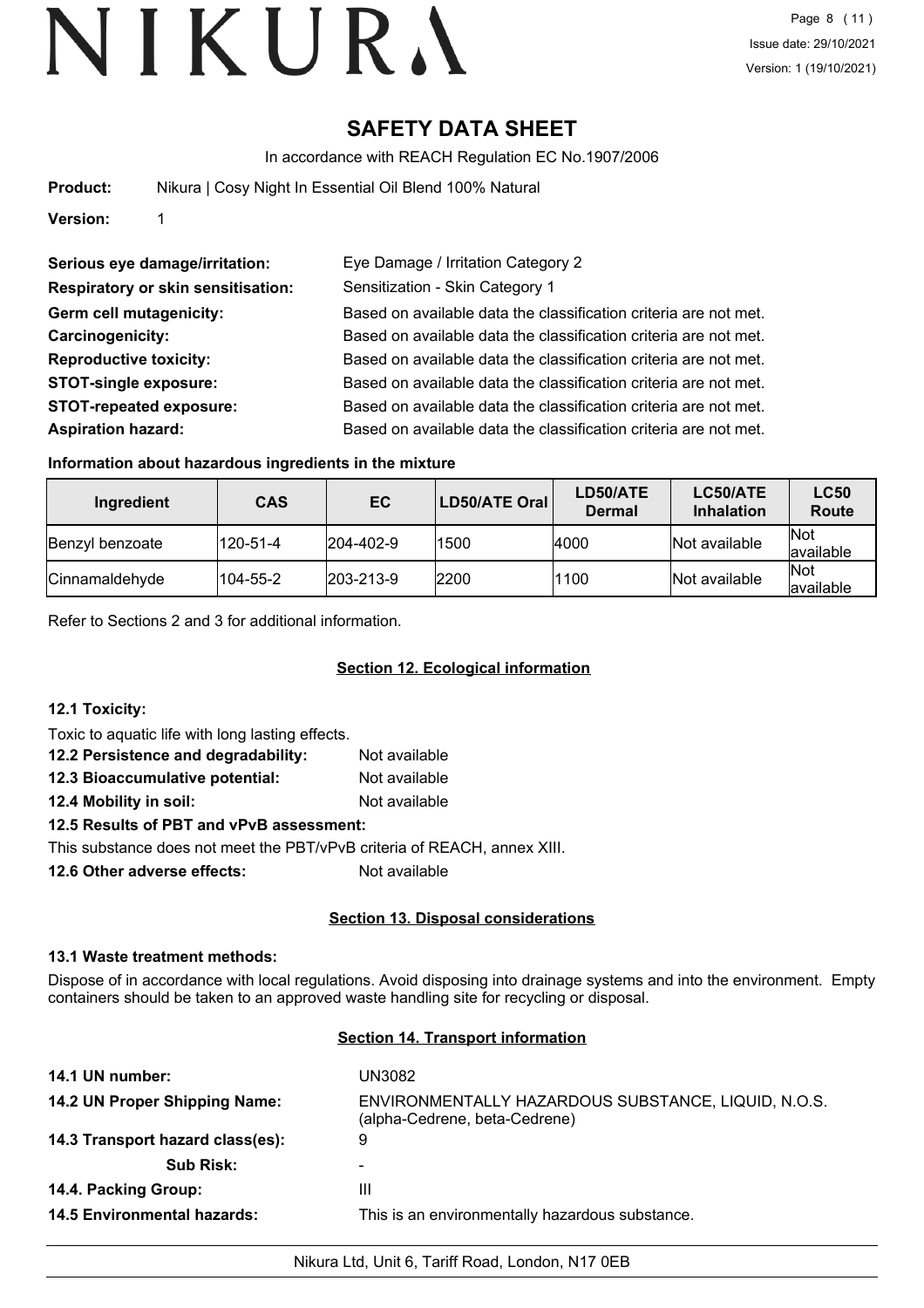# SAFETY DATA SHEET

In accordance with REACH Regulation EC No.1907/2006

**Product:** Nikura | Cosy Night In Essential Oil Blend 100% Natural

**Version:** 1

**Serious eye damage/irritation:** Eye Damage / Irritation Category 2

**Respiratory or skin sensitisation:** Sensitization - Skin Category 1

**Germ cell mutagenicity:** Based on available data the classification criteria are not met.

**Carcinogenicity:** Based on available data the classification criteria are not met.

**Reproductive toxicity:** Based on available data the classification criteria are not met.

**STOT-single exposure:** Based on available data the classification criteria are not met.

**STOT-repeated exposure:** Based on available data the classification criteria are not met.

**Aspiration hazard:** Based on available data the classification criteria are not met.

### Information about hazardous ingredients in the mixture

| Ingredient | CAS | EC | LD50/ATE Oral | LD50/ATE Dermal | LC50/ATE Inhalation | LC50 Route |
|---|---|---|---|---|---|---|
| Benzyl benzoate | 120-51-4 | 204-402-9 | 1500 | 4000 | Not available | Not available |
| Cinnamaldehyde | 104-55-2 | 203-213-9 | 2200 | 1100 | Not available | Not available |

Refer to Sections 2 and 3 for additional information.

## Section 12. Ecological information

**12.1 Toxicity:**

Toxic to aquatic life with long lasting effects.

**12.2 Persistence and degradability:** Not available

**12.3 Bioaccumulative potential:** Not available

**12.4 Mobility in soil:** Not available

**12.5 Results of PBT and vPvB assessment:**

This substance does not meet the PBT/vPvB criteria of REACH, annex XIII.

**12.6 Other adverse effects:** Not available

## Section 13. Disposal considerations

**13.1 Waste treatment methods:**

Dispose of in accordance with local regulations. Avoid disposing into drainage systems and into the environment. Empty containers should be taken to an approved waste handling site for recycling or disposal.

## Section 14. Transport information

**14.1 UN number:** UN3082

**14.2 UN Proper Shipping Name:** ENVIRONMENTALLY HAZARDOUS SUBSTANCE, LIQUID, N.O.S. (alpha-Cedrene, beta-Cedrene)

**14.3 Transport hazard class(es):** 9

**Sub Risk:** -

**14.4. Packing Group:** III

**14.5 Environmental hazards:** This is an environmentally hazardous substance.

Nikura Ltd, Unit 6, Tariff Road, London, N17 0EB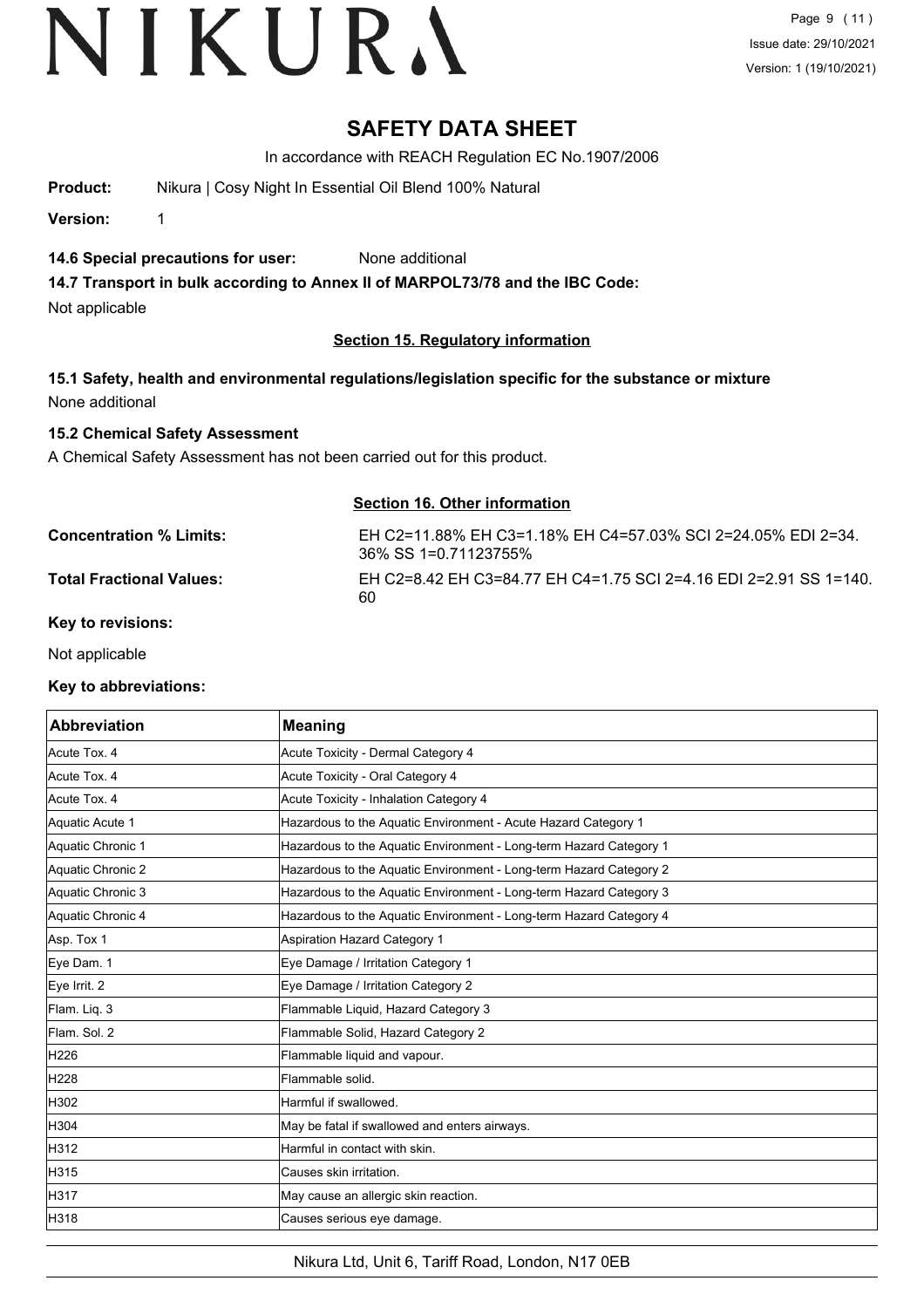# SAFETY DATA SHEET

In accordance with REACH Regulation EC No.1907/2006

**Product:** Nikura | Cosy Night In Essential Oil Blend 100% Natural

**Version:** 1

**14.6 Special precautions for user:** None additional

**14.7 Transport in bulk according to Annex II of MARPOL73/78 and the IBC Code:**

Not applicable

## Section 15. Regulatory information

**15.1 Safety, health and environmental regulations/legislation specific for the substance or mixture**

None additional

**15.2 Chemical Safety Assessment**

A Chemical Safety Assessment has not been carried out for this product.

## Section 16. Other information

**Concentration % Limits:** EH C2=11.88% EH C3=1.18% EH C4=57.03% SCI 2=24.05% EDI 2=34.36% SS 1=0.71123755%

**Total Fractional Values:** EH C2=8.42 EH C3=84.77 EH C4=1.75 SCI 2=4.16 EDI 2=2.91 SS 1=140.60

**Key to revisions:**

Not applicable

**Key to abbreviations:**

| Abbreviation | Meaning |
| --- | --- |
| Acute Tox. 4 | Acute Toxicity - Dermal Category 4 |
| Acute Tox. 4 | Acute Toxicity - Oral Category 4 |
| Acute Tox. 4 | Acute Toxicity - Inhalation Category 4 |
| Aquatic Acute 1 | Hazardous to the Aquatic Environment - Acute Hazard Category 1 |
| Aquatic Chronic 1 | Hazardous to the Aquatic Environment - Long-term Hazard Category 1 |
| Aquatic Chronic 2 | Hazardous to the Aquatic Environment - Long-term Hazard Category 2 |
| Aquatic Chronic 3 | Hazardous to the Aquatic Environment - Long-term Hazard Category 3 |
| Aquatic Chronic 4 | Hazardous to the Aquatic Environment - Long-term Hazard Category 4 |
| Asp. Tox 1 | Aspiration Hazard Category 1 |
| Eye Dam. 1 | Eye Damage / Irritation Category 1 |
| Eye Irrit. 2 | Eye Damage / Irritation Category 2 |
| Flam. Liq. 3 | Flammable Liquid, Hazard Category 3 |
| Flam. Sol. 2 | Flammable Solid, Hazard Category 2 |
| H226 | Flammable liquid and vapour. |
| H228 | Flammable solid. |
| H302 | Harmful if swallowed. |
| H304 | May be fatal if swallowed and enters airways. |
| H312 | Harmful in contact with skin. |
| H315 | Causes skin irritation. |
| H317 | May cause an allergic skin reaction. |
| H318 | Causes serious eye damage. |

Nikura Ltd, Unit 6, Tariff Road, London, N17 0EB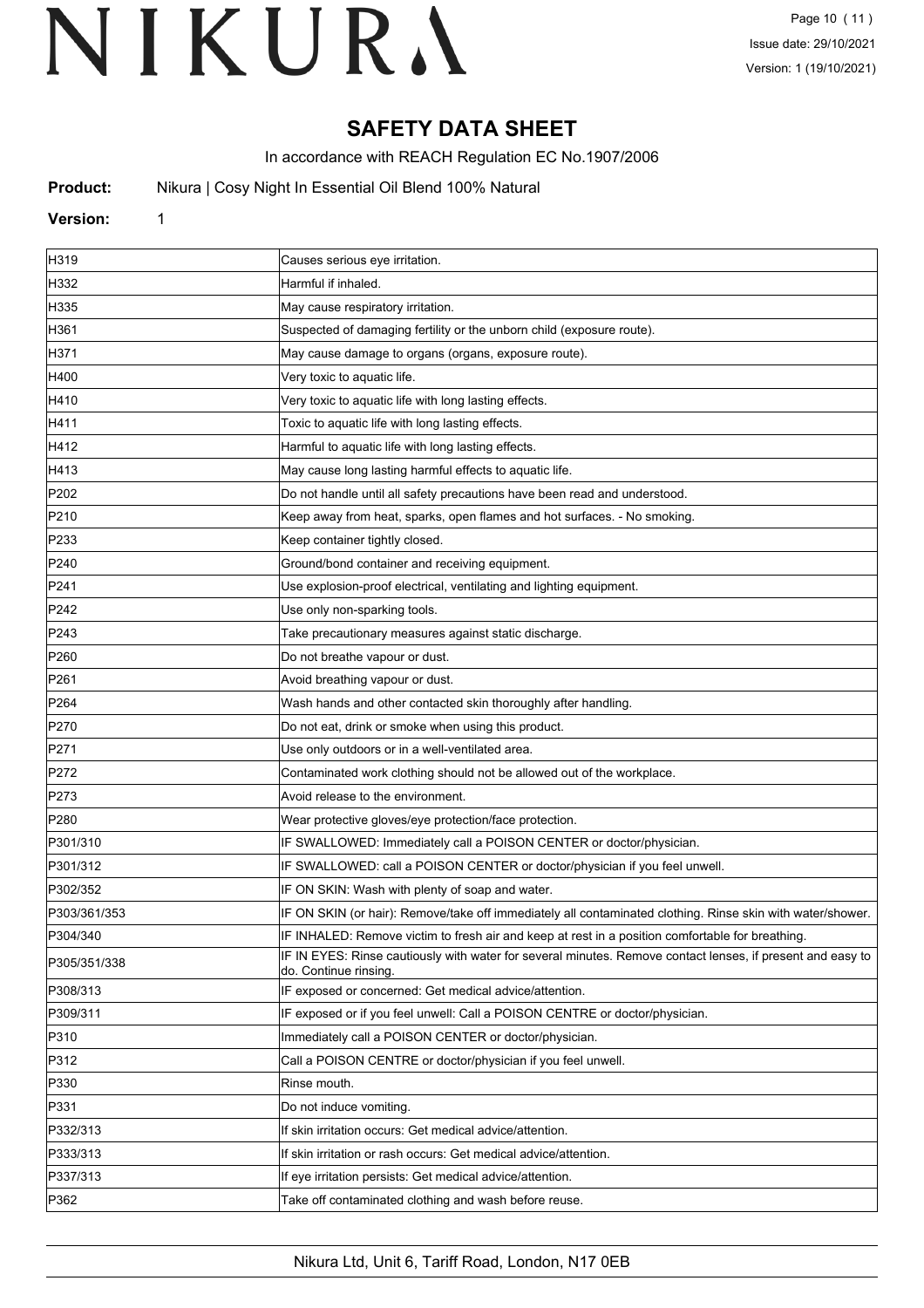# SAFETY DATA SHEET

In accordance with REACH Regulation EC No.1907/2006

**Product:** Nikura | Cosy Night In Essential Oil Blend 100% Natural

**Version:** 1

| | |
|---|---|
| H319 | Causes serious eye irritation. |
| H332 | Harmful if inhaled. |
| H335 | May cause respiratory irritation. |
| H361 | Suspected of damaging fertility or the unborn child (exposure route). |
| H371 | May cause damage to organs (organs, exposure route). |
| H400 | Very toxic to aquatic life. |
| H410 | Very toxic to aquatic life with long lasting effects. |
| H411 | Toxic to aquatic life with long lasting effects. |
| H412 | Harmful to aquatic life with long lasting effects. |
| H413 | May cause long lasting harmful effects to aquatic life. |
| P202 | Do not handle until all safety precautions have been read and understood. |
| P210 | Keep away from heat, sparks, open flames and hot surfaces. - No smoking. |
| P233 | Keep container tightly closed. |
| P240 | Ground/bond container and receiving equipment. |
| P241 | Use explosion-proof electrical, ventilating and lighting equipment. |
| P242 | Use only non-sparking tools. |
| P243 | Take precautionary measures against static discharge. |
| P260 | Do not breathe vapour or dust. |
| P261 | Avoid breathing vapour or dust. |
| P264 | Wash hands and other contacted skin thoroughly after handling. |
| P270 | Do not eat, drink or smoke when using this product. |
| P271 | Use only outdoors or in a well-ventilated area. |
| P272 | Contaminated work clothing should not be allowed out of the workplace. |
| P273 | Avoid release to the environment. |
| P280 | Wear protective gloves/eye protection/face protection. |
| P301/310 | IF SWALLOWED: Immediately call a POISON CENTER or doctor/physician. |
| P301/312 | IF SWALLOWED: call a POISON CENTER or doctor/physician if you feel unwell. |
| P302/352 | IF ON SKIN: Wash with plenty of soap and water. |
| P303/361/353 | IF ON SKIN (or hair): Remove/take off immediately all contaminated clothing. Rinse skin with water/shower. |
| P304/340 | IF INHALED: Remove victim to fresh air and keep at rest in a position comfortable for breathing. |
| P305/351/338 | IF IN EYES: Rinse cautiously with water for several minutes. Remove contact lenses, if present and easy to do. Continue rinsing. |
| P308/313 | IF exposed or concerned: Get medical advice/attention. |
| P309/311 | IF exposed or if you feel unwell: Call a POISON CENTRE or doctor/physician. |
| P310 | Immediately call a POISON CENTER or doctor/physician. |
| P312 | Call a POISON CENTRE or doctor/physician if you feel unwell. |
| P330 | Rinse mouth. |
| P331 | Do not induce vomiting. |
| P332/313 | If skin irritation occurs: Get medical advice/attention. |
| P333/313 | If skin irritation or rash occurs: Get medical advice/attention. |
| P337/313 | If eye irritation persists: Get medical advice/attention. |
| P362 | Take off contaminated clothing and wash before reuse. |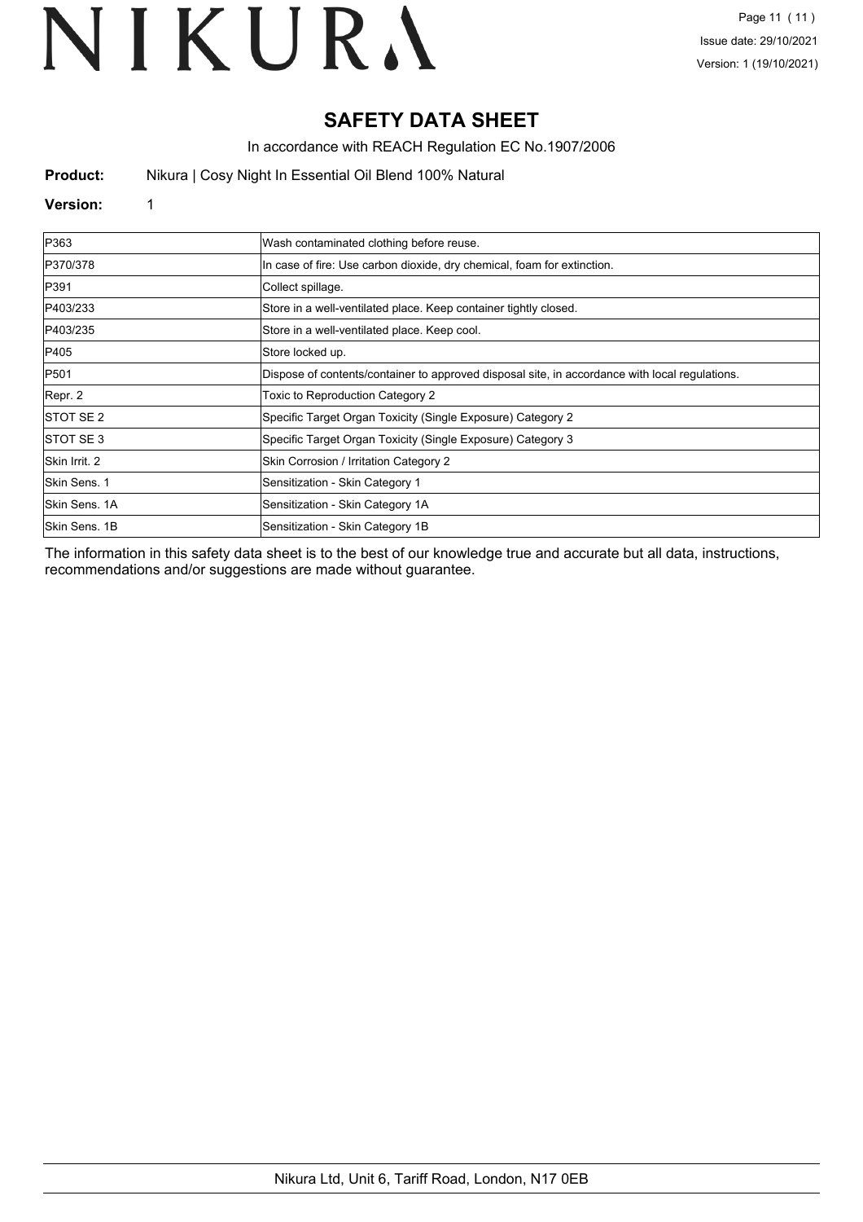| | |
|---|---|
| P363 | Wash contaminated clothing before reuse. |
| P370/378 | In case of fire: Use carbon dioxide, dry chemical, foam for extinction. |
| P391 | Collect spillage. |
| P403/233 | Store in a well-ventilated place. Keep container tightly closed. |
| P403/235 | Store in a well-ventilated place. Keep cool. |
| P405 | Store locked up. |
| P501 | Dispose of contents/container to approved disposal site, in accordance with local regulations. |
| Repr. 2 | Toxic to Reproduction Category 2 |
| STOT SE 2 | Specific Target Organ Toxicity (Single Exposure) Category 2 |
| STOT SE 3 | Specific Target Organ Toxicity (Single Exposure) Category 3 |
| Skin Irrit. 2 | Skin Corrosion / Irritation Category 2 |
| Skin Sens. 1 | Sensitization - Skin Category 1 |
| Skin Sens. 1A | Sensitization - Skin Category 1A |
| Skin Sens. 1B | Sensitization - Skin Category 1B |

The information in this safety data sheet is to the best of our knowledge true and accurate but all data, instructions, recommendations and/or suggestions are made without guarantee.